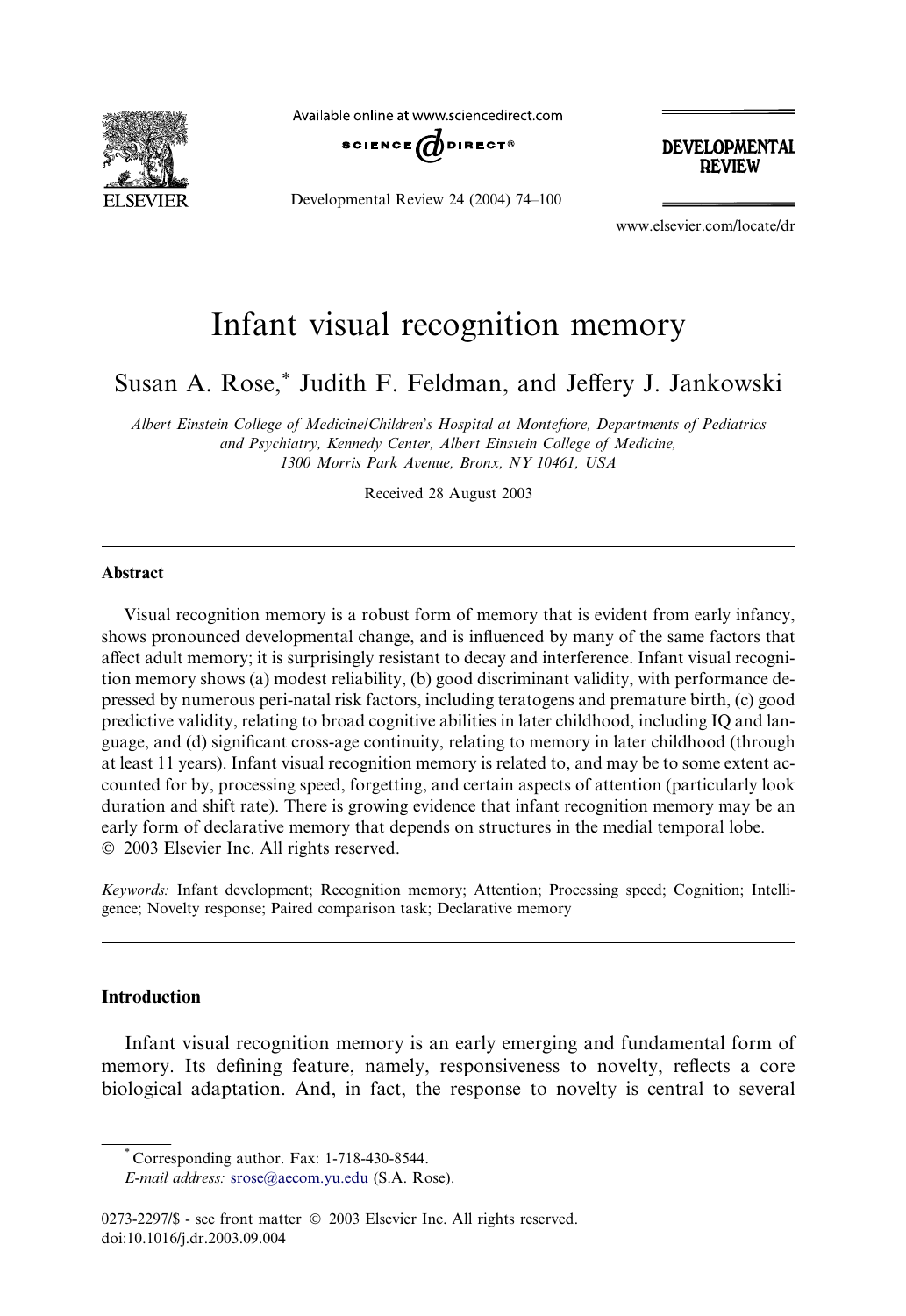# Infant visual recognition memory

Susan A. Rose,* Judith F. Feldman, and Jeffery J. Jankowski

*Albert Einstein College of Medicine/Children's Hospital at Montefiore, Departments of Pediatrics and Psychiatry, Kennedy Center, Albert Einstein College of Medicine, 1300 Morris Park Avenue, Bronx, NY 10461, USA*

Received 28 August 2003

## Abstract

Visual recognition memory is a robust form of memory that is evident from early infancy, shows pronounced developmental change, and is influenced by many of the same factors that affect adult memory; it is surprisingly resistant to decay and interference. Infant visual recognition memory shows (a) modest reliability, (b) good discriminant validity, with performance depressed by numerous peri-natal risk factors, including teratogens and premature birth, (c) good predictive validity, relating to broad cognitive abilities in later childhood, including IQ and language, and (d) significant cross-age continuity, relating to memory in later childhood (through at least 11 years). Infant visual recognition memory is related to, and may be to some extent accounted for by, processing speed, forgetting, and certain aspects of attention (particularly look duration and shift rate). There is growing evidence that infant recognition memory may be an early form of declarative memory that depends on structures in the medial temporal lobe.
© 2003 Elsevier Inc. All rights reserved.

*Keywords:* Infant development; Recognition memory; Attention; Processing speed; Cognition; Intelligence; Novelty response; Paired comparison task; Declarative memory

## Introduction

Infant visual recognition memory is an early emerging and fundamental form of memory. Its defining feature, namely, responsiveness to novelty, reflects a core biological adaptation. And, in fact, the response to novelty is central to several

---

\* Corresponding author. Fax: 1-718-430-8544.
*E-mail address:* srose@aecom.yu.edu (S.A. Rose).

0273-2297/$ - see front matter © 2003 Elsevier Inc. All rights reserved.
doi:10.1016/j.dr.2003.09.004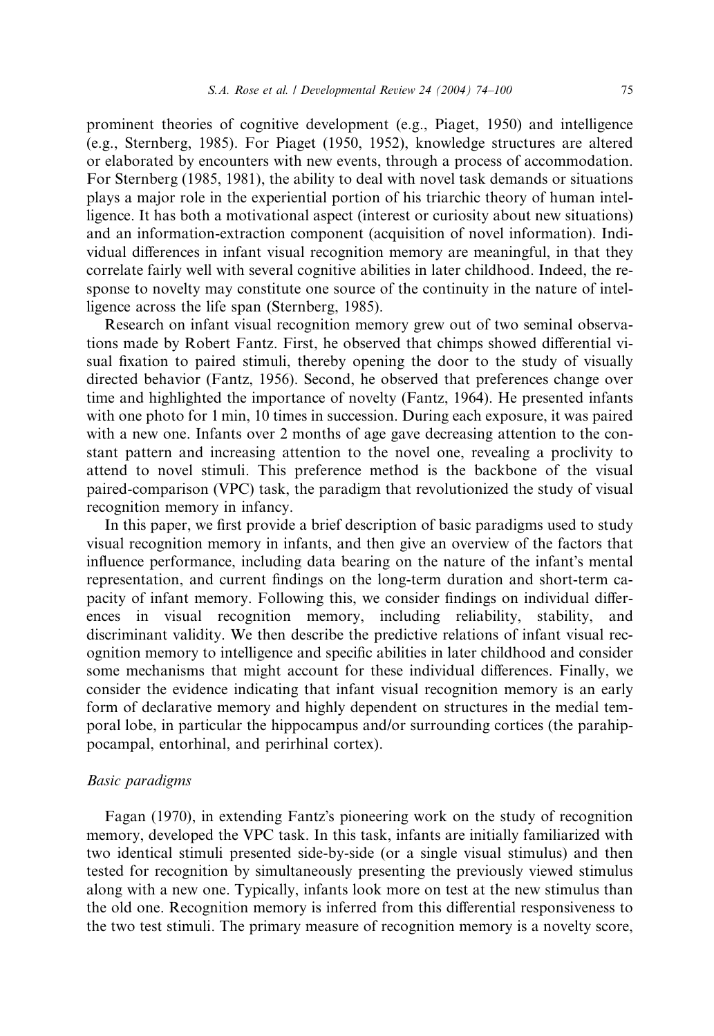prominent theories of cognitive development (e.g., Piaget, 1950) and intelligence (e.g., Sternberg, 1985). For Piaget (1950, 1952), knowledge structures are altered or elaborated by encounters with new events, through a process of accommodation. For Sternberg (1985, 1981), the ability to deal with novel task demands or situations plays a major role in the experiential portion of his triarchic theory of human intelligence. It has both a motivational aspect (interest or curiosity about new situations) and an information-extraction component (acquisition of novel information). Individual differences in infant visual recognition memory are meaningful, in that they correlate fairly well with several cognitive abilities in later childhood. Indeed, the response to novelty may constitute one source of the continuity in the nature of intelligence across the life span (Sternberg, 1985).

Research on infant visual recognition memory grew out of two seminal observations made by Robert Fantz. First, he observed that chimps showed differential visual fixation to paired stimuli, thereby opening the door to the study of visually directed behavior (Fantz, 1956). Second, he observed that preferences change over time and highlighted the importance of novelty (Fantz, 1964). He presented infants with one photo for 1 min, 10 times in succession. During each exposure, it was paired with a new one. Infants over 2 months of age gave decreasing attention to the constant pattern and increasing attention to the novel one, revealing a proclivity to attend to novel stimuli. This preference method is the backbone of the visual paired-comparison (VPC) task, the paradigm that revolutionized the study of visual recognition memory in infancy.

In this paper, we first provide a brief description of basic paradigms used to study visual recognition memory in infants, and then give an overview of the factors that influence performance, including data bearing on the nature of the infant's mental representation, and current findings on the long-term duration and short-term capacity of infant memory. Following this, we consider findings on individual differences in visual recognition memory, including reliability, stability, and discriminant validity. We then describe the predictive relations of infant visual recognition memory to intelligence and specific abilities in later childhood and consider some mechanisms that might account for these individual differences. Finally, we consider the evidence indicating that infant visual recognition memory is an early form of declarative memory and highly dependent on structures in the medial temporal lobe, in particular the hippocampus and/or surrounding cortices (the parahippocampal, entorhinal, and perirhinal cortex).

## *Basic paradigms*

Fagan (1970), in extending Fantz's pioneering work on the study of recognition memory, developed the VPC task. In this task, infants are initially familiarized with two identical stimuli presented side-by-side (or a single visual stimulus) and then tested for recognition by simultaneously presenting the previously viewed stimulus along with a new one. Typically, infants look more on test at the new stimulus than the old one. Recognition memory is inferred from this differential responsiveness to the two test stimuli. The primary measure of recognition memory is a novelty score,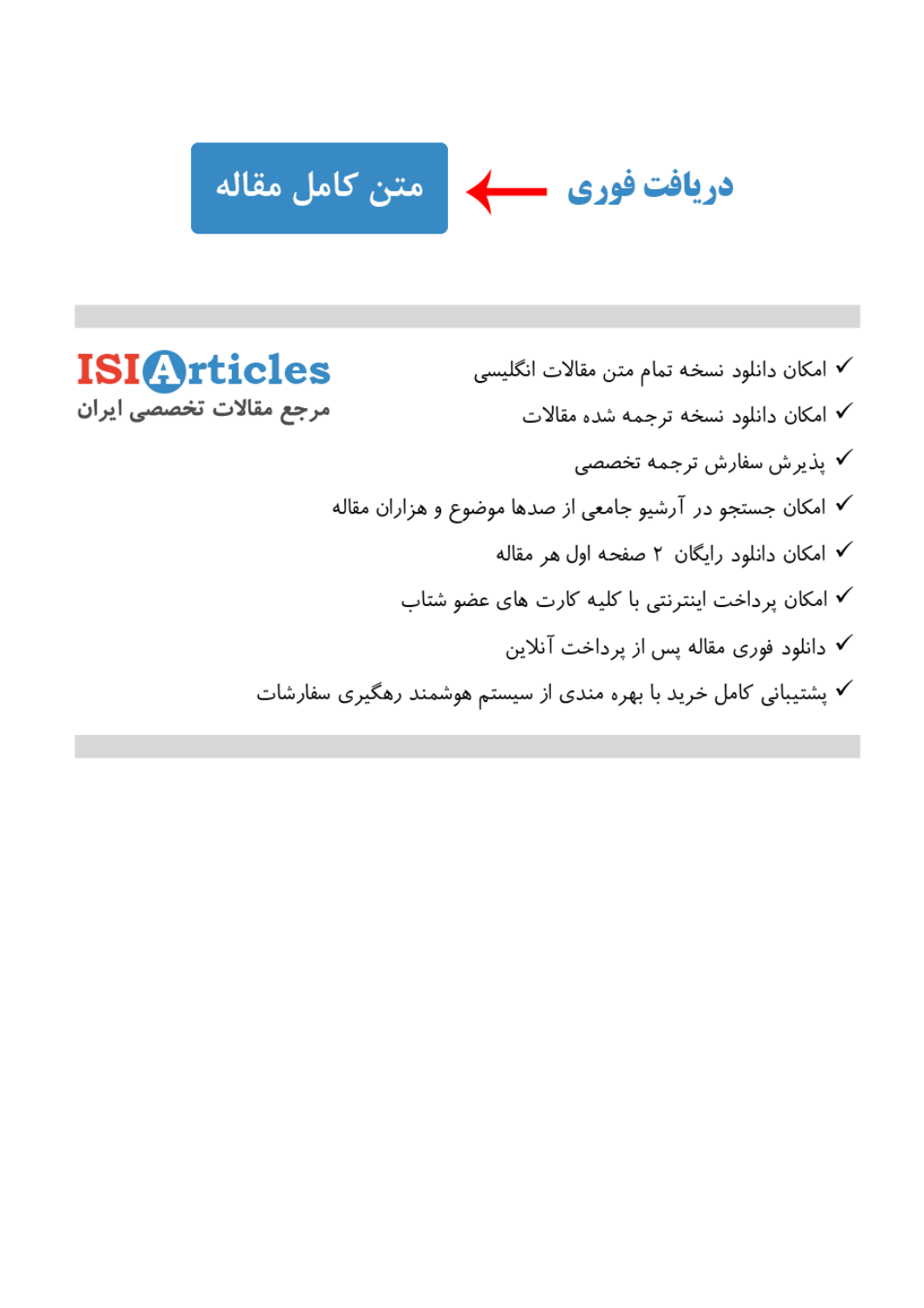دریافت فوری ← **متن کامل مقاله**

**ISIArticles**
مرجع مقالات تخصصی ایران

- ✓ امکان دانلود نسخه تمام متن مقالات انگلیسی
- ✓ امکان دانلود نسخه ترجمه شده مقالات
- ✓ پذیرش سفارش ترجمه تخصصی
- ✓ امکان جستجو در آرشیو جامعی از صدها موضوع و هزاران مقاله
- ✓ امکان دانلود رایگان ۲ صفحه اول هر مقاله
- ✓ امکان پرداخت اینترنتی با کلیه کارت های عضو شتاب
- ✓ دانلود فوری مقاله پس از پرداخت آنلاین
- ✓ پشتیبانی کامل خرید با بهره مندی از سیستم هوشمند رهگیری سفارشات